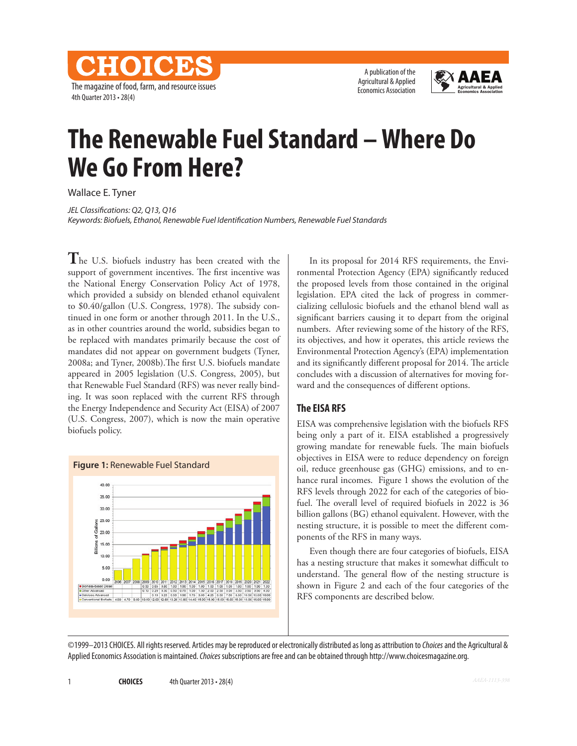# The Renewable Fuel Standard – Where Do We Go From Here?

Wallace E. Tyner

*JEL Classifications: Q2, Q13, Q16*

*Keywords: Biofuels, Ethanol, Renewable Fuel Identification Numbers, Renewable Fuel Standards*

The U.S. biofuels industry has been created with the support of government incentives. The first incentive was the National Energy Conservation Policy Act of 1978, which provided a subsidy on blended ethanol equivalent to $0.40/gallon (U.S. Congress, 1978). The subsidy continued in one form or another through 2011. In the U.S., as in other countries around the world, subsidies began to be replaced with mandates primarily because the cost of mandates did not appear on government budgets (Tyner, 2008a; and Tyner, 2008b).The first U.S. biofuels mandate appeared in 2005 legislation (U.S. Congress, 2005), but that Renewable Fuel Standard (RFS) was never really binding. It was soon replaced with the current RFS through the Energy Independence and Security Act (EISA) of 2007 (U.S. Congress, 2007), which is now the main operative biofuels policy.

**Figure 1:** Renewable Fuel Standard

| | 2006 | 2007 | 2008 | 2009 | 2010 | 2011 | 2012 | 2013 | 2014 | 2015 | 2016 | 2017 | 2018 | 2019 | 2020 | 2021 | 2022 |
|---|---|---|---|---|---|---|---|---|---|---|---|---|---|---|---|---|---|
| Biomass-based Diesel | | | | 0.50 | 0.65 | 0.80 | 1.00 | 1.00 | 1.00 | 1.00 | 1.00 | 1.00 | 1.00 | 1.00 | 1.00 | 1.00 | 1.00 |
| Other Advanced | | | | 0.10 | 0.20 | 0.30 | 0.50 | 0.75 | 1.00 | 1.50 | 2.00 | 2.50 | 3.00 | 3.50 | 3.50 | 3.50 | 4.00 |
| Cellulosic Advanced | | | | | 0.10 | 0.25 | 0.50 | 1.00 | 1.75 | 3.00 | 4.25 | 5.50 | 7.00 | 8.50 | 10.50 | 13.50 | 16.00 |
| Conventional Biofuels | 4.00 | 4.70 | 9.00 | 10.50 | 12.00 | 12.60 | 13.20 | 13.80 | 14.40 | 15.00 | 15.00 | 15.00 | 15.00 | 15.00 | 15.00 | 15.00 | 15.00 |

In its proposal for 2014 RFS requirements, the Environmental Protection Agency (EPA) significantly reduced the proposed levels from those contained in the original legislation. EPA cited the lack of progress in commercializing cellulosic biofuels and the ethanol blend wall as significant barriers causing it to depart from the original numbers. After reviewing some of the history of the RFS, its objectives, and how it operates, this article reviews the Environmental Protection Agency's (EPA) implementation and its significantly different proposal for 2014. The article concludes with a discussion of alternatives for moving forward and the consequences of different options.

## The EISA RFS

EISA was comprehensive legislation with the biofuels RFS being only a part of it. EISA established a progressively growing mandate for renewable fuels. The main biofuels objectives in EISA were to reduce dependency on foreign oil, reduce greenhouse gas (GHG) emissions, and to enhance rural incomes. Figure 1 shows the evolution of the RFS levels through 2022 for each of the categories of biofuel. The overall level of required biofuels in 2022 is 36 billion gallons (BG) ethanol equivalent. However, with the nesting structure, it is possible to meet the different components of the RFS in many ways.

Even though there are four categories of biofuels, EISA has a nesting structure that makes it somewhat difficult to understand. The general flow of the nesting structure is shown in Figure 2 and each of the four categories of the RFS components are described below.

©1999–2013 CHOICES. All rights reserved. Articles may be reproduced or electronically distributed as long as attribution to *Choices* and the Agricultural & Applied Economics Association is maintained. *Choices* subscriptions are free and can be obtained through http://www.choicesmagazine.org.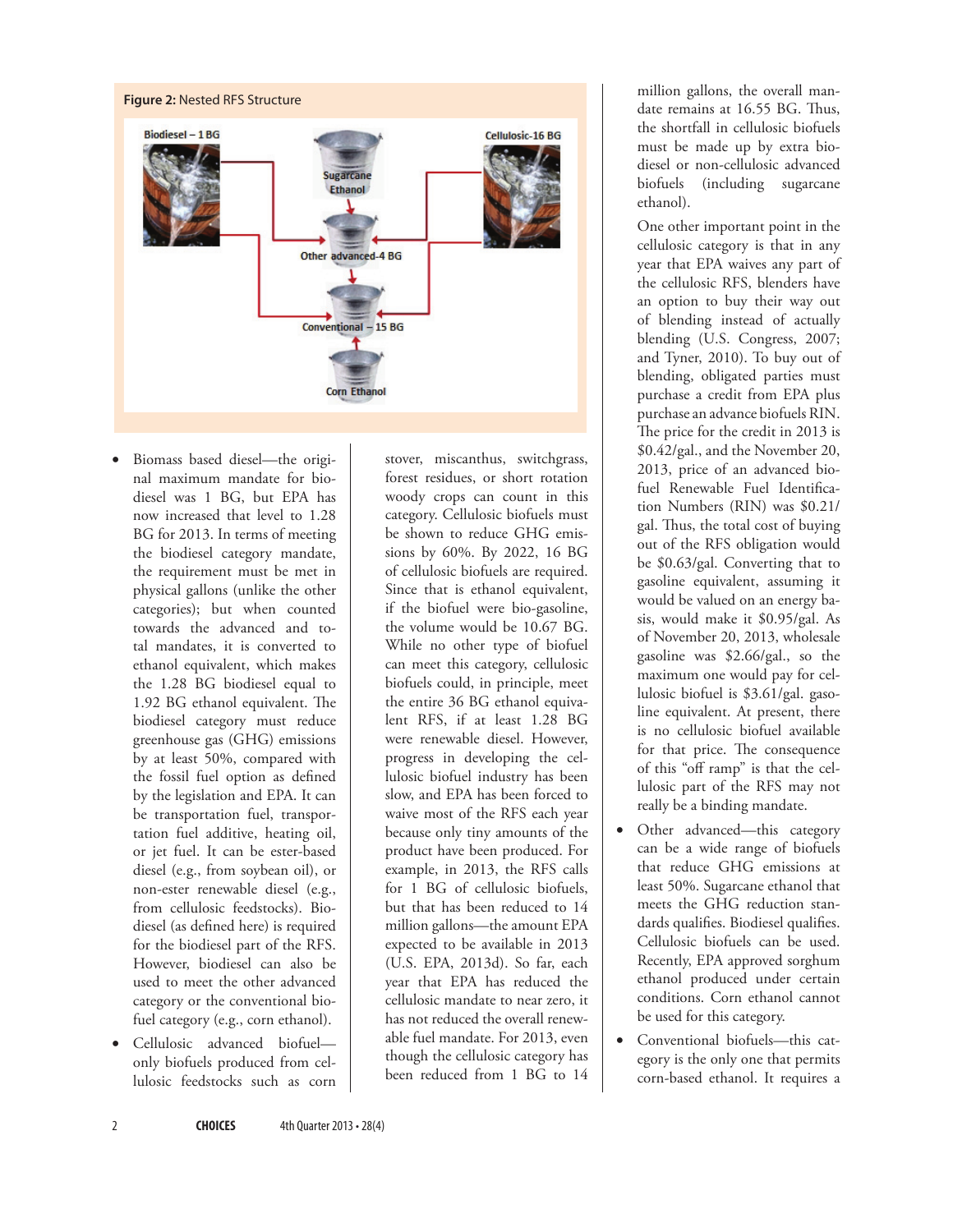**Figure 2:** Nested RFS Structure

- Biomass based diesel—the original maximum mandate for biodiesel was 1 BG, but EPA has now increased that level to 1.28 BG for 2013. In terms of meeting the biodiesel category mandate, the requirement must be met in physical gallons (unlike the other categories); but when counted towards the advanced and total mandates, it is converted to ethanol equivalent, which makes the 1.28 BG biodiesel equal to 1.92 BG ethanol equivalent. The biodiesel category must reduce greenhouse gas (GHG) emissions by at least 50%, compared with the fossil fuel option as defined by the legislation and EPA. It can be transportation fuel, transportation fuel additive, heating oil, or jet fuel. It can be ester-based diesel (e.g., from soybean oil), or non-ester renewable diesel (e.g., from cellulosic feedstocks). Biodiesel (as defined here) is required for the biodiesel part of the RFS. However, biodiesel can also be used to meet the other advanced category or the conventional biofuel category (e.g., corn ethanol).
- Cellulosic advanced biofuel—only biofuels produced from cellulosic feedstocks such as corn stover, miscanthus, switchgrass, forest residues, or short rotation woody crops can count in this category. Cellulosic biofuels must be shown to reduce GHG emissions by 60%. By 2022, 16 BG of cellulosic biofuels are required. Since that is ethanol equivalent, if the biofuel were bio-gasoline, the volume would be 10.67 BG. While no other type of biofuel can meet this category, cellulosic biofuels could, in principle, meet the entire 36 BG ethanol equivalent RFS, if at least 1.28 BG were renewable diesel. However, progress in developing the cellulosic biofuel industry has been slow, and EPA has been forced to waive most of the RFS each year because only tiny amounts of the product have been produced. For example, in 2013, the RFS calls for 1 BG of cellulosic biofuels, but that has been reduced to 14 million gallons—the amount EPA expected to be available in 2013 (U.S. EPA, 2013d). So far, each year that EPA has reduced the cellulosic mandate to near zero, it has not reduced the overall renewable fuel mandate. For 2013, even though the cellulosic category has been reduced from 1 BG to 14 million gallons, the overall mandate remains at 16.55 BG. Thus, the shortfall in cellulosic biofuels must be made up by extra biodiesel or non-cellulosic advanced biofuels (including sugarcane ethanol).

  One other important point in the cellulosic category is that in any year that EPA waives any part of the cellulosic RFS, blenders have an option to buy their way out of blending instead of actually blending (U.S. Congress, 2007; and Tyner, 2010). To buy out of blending, obligated parties must purchase a credit from EPA plus purchase an advance biofuels RIN. The price for the credit in 2013 is \$0.42/gal., and the November 20, 2013, price of an advanced biofuel Renewable Fuel Identification Numbers (RIN) was \$0.21/gal. Thus, the total cost of buying out of the RFS obligation would be \$0.63/gal. Converting that to gasoline equivalent, assuming it would be valued on an energy basis, would make it \$0.95/gal. As of November 20, 2013, wholesale gasoline was \$2.66/gal., so the maximum one would pay for cellulosic biofuel is \$3.61/gal. gasoline equivalent. At present, there is no cellulosic biofuel available for that price. The consequence of this "off ramp" is that the cellulosic part of the RFS may not really be a binding mandate.
- Other advanced—this category can be a wide range of biofuels that reduce GHG emissions at least 50%. Sugarcane ethanol that meets the GHG reduction standards qualifies. Biodiesel qualifies. Cellulosic biofuels can be used. Recently, EPA approved sorghum ethanol produced under certain conditions. Corn ethanol cannot be used for this category.
- Conventional biofuels—this category is the only one that permits corn-based ethanol. It requires a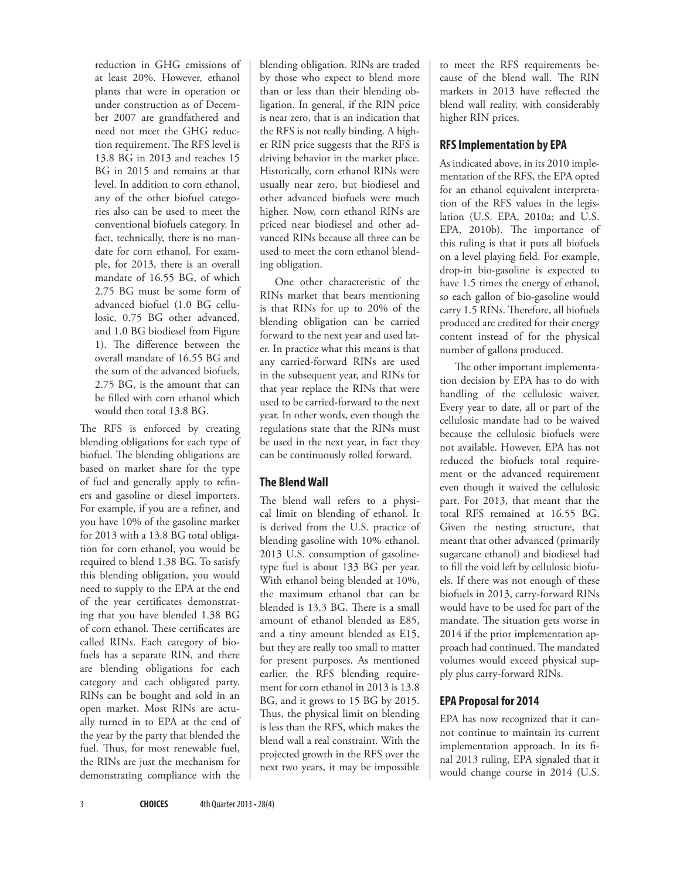reduction in GHG emissions of at least 20%. However, ethanol plants that were in operation or under construction as of December 2007 are grandfathered and need not meet the GHG reduction requirement. The RFS level is 13.8 BG in 2013 and reaches 15 BG in 2015 and remains at that level. In addition to corn ethanol, any of the other biofuel categories also can be used to meet the conventional biofuels category. In fact, technically, there is no mandate for corn ethanol. For example, for 2013, there is an overall mandate of 16.55 BG, of which 2.75 BG must be some form of advanced biofuel (1.0 BG cellulosic, 0.75 BG other advanced, and 1.0 BG biodiesel from Figure 1). The difference between the overall mandate of 16.55 BG and the sum of the advanced biofuels, 2.75 BG, is the amount that can be filled with corn ethanol which would then total 13.8 BG.

The RFS is enforced by creating blending obligations for each type of biofuel. The blending obligations are based on market share for the type of fuel and generally apply to refiners and gasoline or diesel importers. For example, if you are a refiner, and you have 10% of the gasoline market for 2013 with a 13.8 BG total obligation for corn ethanol, you would be required to blend 1.38 BG. To satisfy this blending obligation, you would need to supply to the EPA at the end of the year certificates demonstrating that you have blended 1.38 BG of corn ethanol. These certificates are called RINs. Each category of biofuels has a separate RIN, and there are blending obligations for each category and each obligated party. RINs can be bought and sold in an open market. Most RINs are actually turned in to EPA at the end of the year by the party that blended the fuel. Thus, for most renewable fuel, the RINs are just the mechanism for demonstrating compliance with the blending obligation. RINs are traded by those who expect to blend more than or less than their blending obligation. In general, if the RIN price is near zero, that is an indication that the RFS is not really binding. A higher RIN price suggests that the RFS is driving behavior in the market place. Historically, corn ethanol RINs were usually near zero, but biodiesel and other advanced biofuels were much higher. Now, corn ethanol RINs are priced near biodiesel and other advanced RINs because all three can be used to meet the corn ethanol blending obligation.

One other characteristic of the RINs market that bears mentioning is that RINs for up to 20% of the blending obligation can be carried forward to the next year and used later. In practice what this means is that any carried-forward RINs are used in the subsequent year, and RINs for that year replace the RINs that were used to be carried-forward to the next year. In other words, even though the regulations state that the RINs must be used in the next year, in fact they can be continuously rolled forward.

## The Blend Wall

The blend wall refers to a physical limit on blending of ethanol. It is derived from the U.S. practice of blending gasoline with 10% ethanol. 2013 U.S. consumption of gasoline-type fuel is about 133 BG per year. With ethanol being blended at 10%, the maximum ethanol that can be blended is 13.3 BG. There is a small amount of ethanol blended as E85, and a tiny amount blended as E15, but they are really too small to matter for present purposes. As mentioned earlier, the RFS blending requirement for corn ethanol in 2013 is 13.8 BG, and it grows to 15 BG by 2015. Thus, the physical limit on blending is less than the RFS, which makes the blend wall a real constraint. With the projected growth in the RFS over the next two years, it may be impossible to meet the RFS requirements because of the blend wall. The RIN markets in 2013 have reflected the blend wall reality, with considerably higher RIN prices.

## RFS Implementation by EPA

As indicated above, in its 2010 implementation of the RFS, the EPA opted for an ethanol equivalent interpretation of the RFS values in the legislation (U.S. EPA, 2010a; and U.S. EPA, 2010b). The importance of this ruling is that it puts all biofuels on a level playing field. For example, drop-in bio-gasoline is expected to have 1.5 times the energy of ethanol, so each gallon of bio-gasoline would carry 1.5 RINs. Therefore, all biofuels produced are credited for their energy content instead of for the physical number of gallons produced.

The other important implementation decision by EPA has to do with handling of the cellulosic waiver. Every year to date, all or part of the cellulosic mandate had to be waived because the cellulosic biofuels were not available. However, EPA has not reduced the biofuels total requirement or the advanced requirement even though it waived the cellulosic part. For 2013, that meant that the total RFS remained at 16.55 BG. Given the nesting structure, that meant that other advanced (primarily sugarcane ethanol) and biodiesel had to fill the void left by cellulosic biofuels. If there was not enough of these biofuels in 2013, carry-forward RINs would have to be used for part of the mandate. The situation gets worse in 2014 if the prior implementation approach had continued. The mandated volumes would exceed physical supply plus carry-forward RINs.

## EPA Proposal for 2014

EPA has now recognized that it cannot continue to maintain its current implementation approach. In its final 2013 ruling, EPA signaled that it would change course in 2014 (U.S.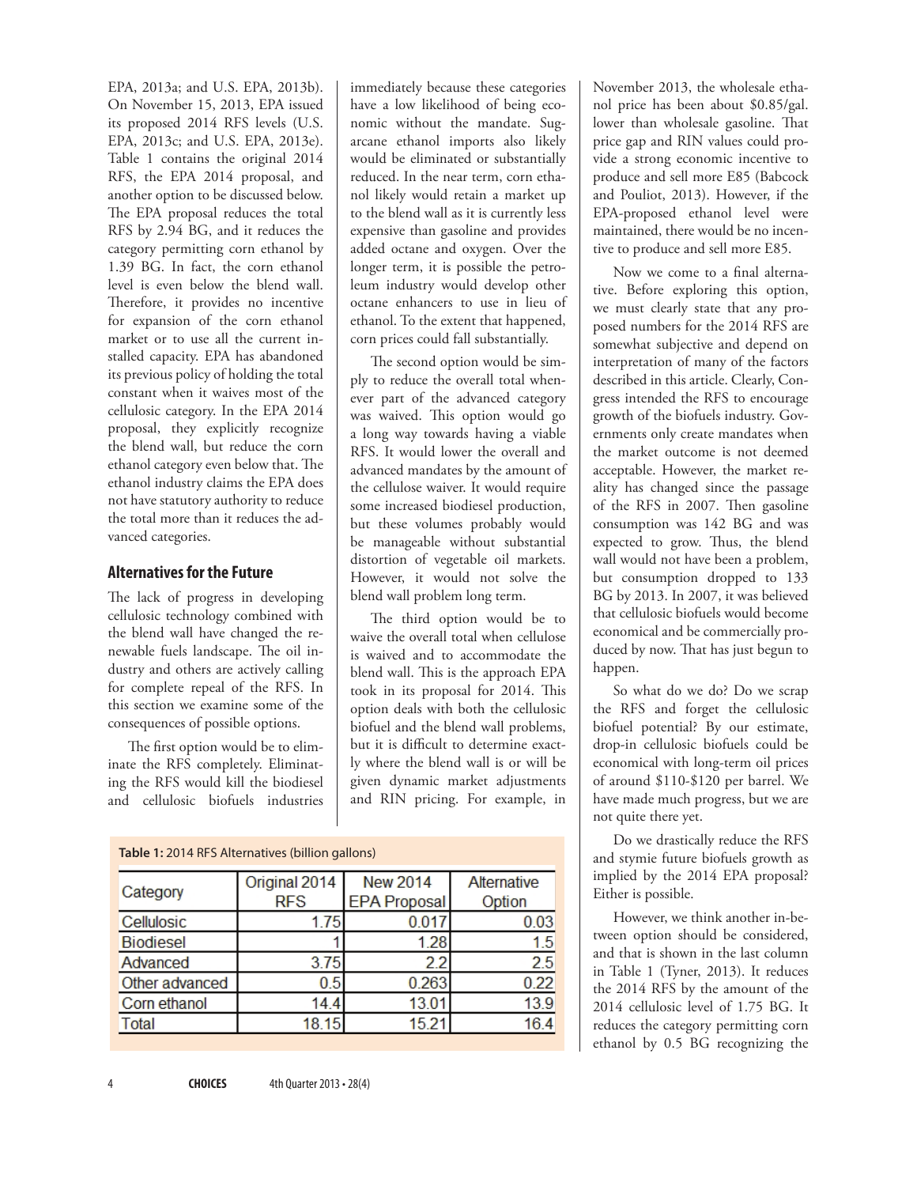EPA, 2013a; and U.S. EPA, 2013b). On November 15, 2013, EPA issued its proposed 2014 RFS levels (U.S. EPA, 2013c; and U.S. EPA, 2013e). Table 1 contains the original 2014 RFS, the EPA 2014 proposal, and another option to be discussed below. The EPA proposal reduces the total RFS by 2.94 BG, and it reduces the category permitting corn ethanol by 1.39 BG. In fact, the corn ethanol level is even below the blend wall. Therefore, it provides no incentive for expansion of the corn ethanol market or to use all the current installed capacity. EPA has abandoned its previous policy of holding the total constant when it waives most of the cellulosic category. In the EPA 2014 proposal, they explicitly recognize the blend wall, but reduce the corn ethanol category even below that. The ethanol industry claims the EPA does not have statutory authority to reduce the total more than it reduces the advanced categories.

## Alternatives for the Future

The lack of progress in developing cellulosic technology combined with the blend wall have changed the renewable fuels landscape. The oil industry and others are actively calling for complete repeal of the RFS. In this section we examine some of the consequences of possible options.

The first option would be to eliminate the RFS completely. Eliminating the RFS would kill the biodiesel and cellulosic biofuels industries immediately because these categories have a low likelihood of being economic without the mandate. Sugarcane ethanol imports also likely would be eliminated or substantially reduced. In the near term, corn ethanol likely would retain a market up to the blend wall as it is currently less expensive than gasoline and provides added octane and oxygen. Over the longer term, it is possible the petroleum industry would develop other octane enhancers to use in lieu of ethanol. To the extent that happened, corn prices could fall substantially.

The second option would be simply to reduce the overall total whenever part of the advanced category was waived. This option would go a long way towards having a viable RFS. It would lower the overall and advanced mandates by the amount of the cellulose waiver. It would require some increased biodiesel production, but these volumes probably would be manageable without substantial distortion of vegetable oil markets. However, it would not solve the blend wall problem long term.

The third option would be to waive the overall total when cellulose is waived and to accommodate the blend wall. This is the approach EPA took in its proposal for 2014. This option deals with both the cellulosic biofuel and the blend wall problems, but it is difficult to determine exactly where the blend wall is or will be given dynamic market adjustments and RIN pricing. For example, in November 2013, the wholesale ethanol price has been about $0.85/gal. lower than wholesale gasoline. That price gap and RIN values could provide a strong economic incentive to produce and sell more E85 (Babcock and Pouliot, 2013). However, if the EPA-proposed ethanol level were maintained, there would be no incentive to produce and sell more E85.

Now we come to a final alternative. Before exploring this option, we must clearly state that any proposed numbers for the 2014 RFS are somewhat subjective and depend on interpretation of many of the factors described in this article. Clearly, Congress intended the RFS to encourage growth of the biofuels industry. Governments only create mandates when the market outcome is not deemed acceptable. However, the market reality has changed since the passage of the RFS in 2007. Then gasoline consumption was 142 BG and was expected to grow. Thus, the blend wall would not have been a problem, but consumption dropped to 133 BG by 2013. In 2007, it was believed that cellulosic biofuels would become economical and be commercially produced by now. That has just begun to happen.

So what do we do? Do we scrap the RFS and forget the cellulosic biofuel potential? By our estimate, drop-in cellulosic biofuels could be economical with long-term oil prices of around $110-$120 per barrel. We have made much progress, but we are not quite there yet.

Do we drastically reduce the RFS and stymie future biofuels growth as implied by the 2014 EPA proposal? Either is possible.

However, we think another in-between option should be considered, and that is shown in the last column in Table 1 (Tyner, 2013). It reduces the 2014 RFS by the amount of the 2014 cellulosic level of 1.75 BG. It reduces the category permitting corn ethanol by 0.5 BG recognizing the

**Table 1:** 2014 RFS Alternatives (billion gallons)

| Category | Original 2014 RFS | New 2014 EPA Proposal | Alternative Option |
|---|---|---|---|
| Cellulosic | 1.75 | 0.017 | 0.03 |
| Biodiesel | 1 | 1.28 | 1.5 |
| Advanced | 3.75 | 2.2 | 2.5 |
| Other advanced | 0.5 | 0.263 | 0.22 |
| Corn ethanol | 14.4 | 13.01 | 13.9 |
| Total | 18.15 | 15.21 | 16.4 |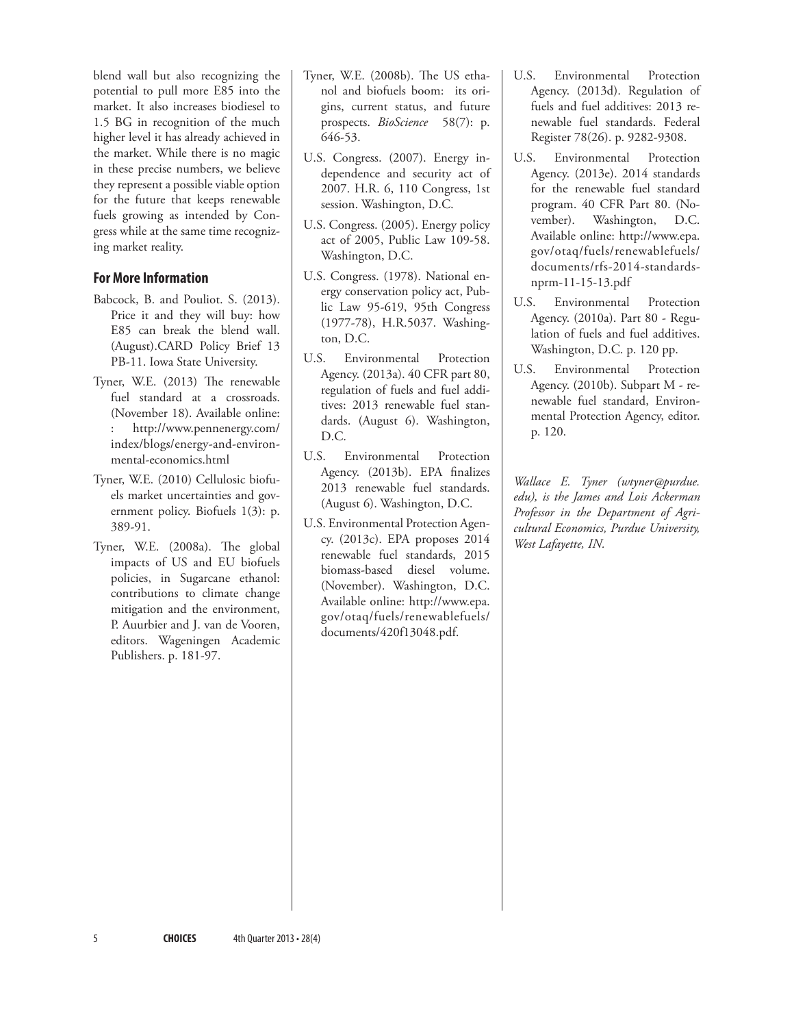blend wall but also recognizing the potential to pull more E85 into the market. It also increases biodiesel to 1.5 BG in recognition of the much higher level it has already achieved in the market. While there is no magic in these precise numbers, we believe they represent a possible viable option for the future that keeps renewable fuels growing as intended by Congress while at the same time recognizing market reality.

## For More Information

Babcock, B. and Pouliot. S. (2013). Price it and they will buy: how E85 can break the blend wall. (August).CARD Policy Brief 13 PB-11. Iowa State University.

Tyner, W.E. (2013) The renewable fuel standard at a crossroads. (November 18). Available online: : http://www.pennenergy.com/index/blogs/energy-and-environmental-economics.html

Tyner, W.E. (2010) Cellulosic biofuels market uncertainties and government policy. Biofuels 1(3): p. 389-91.

Tyner, W.E. (2008a). The global impacts of US and EU biofuels policies, in Sugarcane ethanol: contributions to climate change mitigation and the environment, P. Auurbier and J. van de Vooren, editors. Wageningen Academic Publishers. p. 181-97.

Tyner, W.E. (2008b). The US ethanol and biofuels boom: its origins, current status, and future prospects. *BioScience* 58(7): p. 646-53.

U.S. Congress. (2007). Energy independence and security act of 2007. H.R. 6, 110 Congress, 1st session. Washington, D.C.

U.S. Congress. (2005). Energy policy act of 2005, Public Law 109-58. Washington, D.C.

U.S. Congress. (1978). National energy conservation policy act, Public Law 95-619, 95th Congress (1977-78), H.R.5037. Washington, D.C.

U.S. Environmental Protection Agency. (2013a). 40 CFR part 80, regulation of fuels and fuel additives: 2013 renewable fuel standards. (August 6). Washington, D.C.

U.S. Environmental Protection Agency. (2013b). EPA finalizes 2013 renewable fuel standards. (August 6). Washington, D.C.

U.S. Environmental Protection Agency. (2013c). EPA proposes 2014 renewable fuel standards, 2015 biomass-based diesel volume. (November). Washington, D.C. Available online: http://www.epa.gov/otaq/fuels/renewablefuels/documents/420f13048.pdf.

U.S. Environmental Protection Agency. (2013d). Regulation of fuels and fuel additives: 2013 renewable fuel standards. Federal Register 78(26). p. 9282-9308.

U.S. Environmental Protection Agency. (2013e). 2014 standards for the renewable fuel standard program. 40 CFR Part 80. (November). Washington, D.C. Available online: http://www.epa.gov/otaq/fuels/renewablefuels/documents/rfs-2014-standards-nprm-11-15-13.pdf

U.S. Environmental Protection Agency. (2010a). Part 80 - Regulation of fuels and fuel additives. Washington, D.C. p. 120 pp.

U.S. Environmental Protection Agency. (2010b). Subpart M - renewable fuel standard, Environmental Protection Agency, editor. p. 120.

*Wallace E. Tyner (wtyner@purdue.edu), is the James and Lois Ackerman Professor in the Department of Agricultural Economics, Purdue University, West Lafayette, IN.*